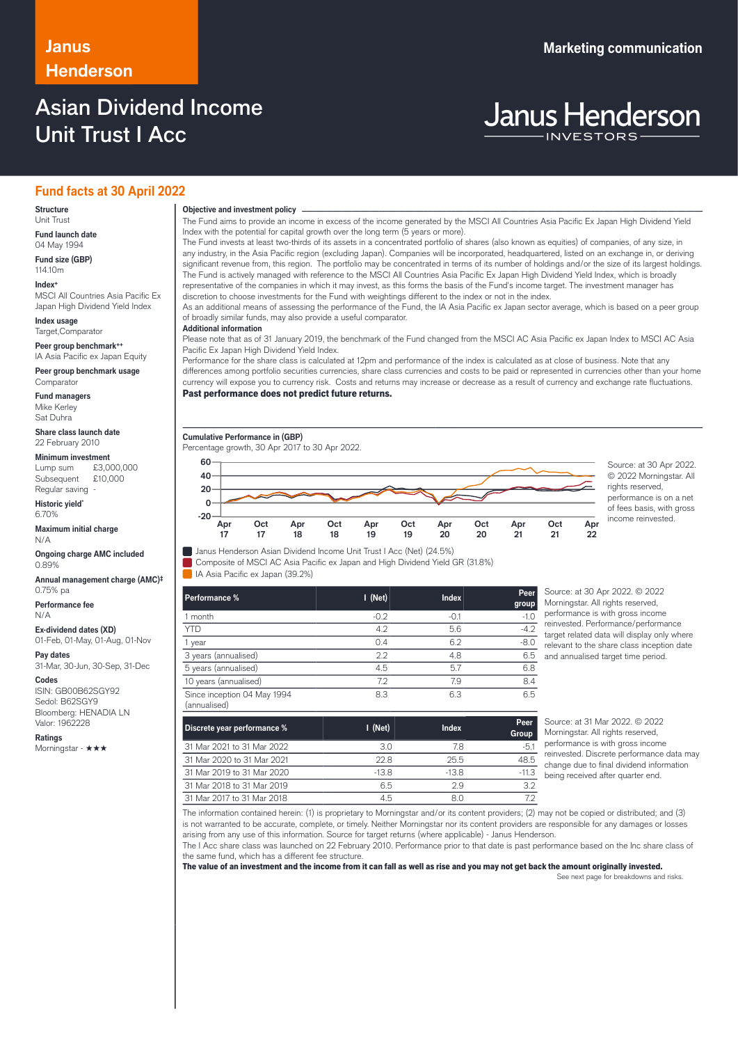# Janus Henderson

# Asian Dividend Income Unit Trust I Acc

Marketing communication

Janus Henderson INVESTORS

## Fund facts at 30 April 2022

**Structure**
Unit Trust

**Fund launch date**
04 May 1994

**Fund size (GBP)**
114.10m

**Index+**
MSCI All Countries Asia Pacific Ex Japan High Dividend Yield Index

**Index usage**
Target,Comparator

**Peer group benchmark++**
IA Asia Pacific ex Japan Equity

**Peer group benchmark usage**
Comparator

**Fund managers**
Mike Kerley
Sat Duhra

**Share class launch date**
22 February 2010

**Minimum investment**
Lump sum £3,000,000
Subsequent £10,000
Regular saving -

**Historic yield***
6.70%

**Maximum initial charge**
N/A

**Ongoing charge AMC included**
0.89%

**Annual management charge (AMC)‡**
0.75% pa

**Performance fee**
N/A

**Ex-dividend dates (XD)**
01-Feb, 01-May, 01-Aug, 01-Nov

**Pay dates**
31-Mar, 30-Jun, 30-Sep, 31-Dec

**Codes**
ISIN: GB00B62SGY92
Sedol: B62SGY9
Bloomberg: HENADIA LN
Valor: 1962228

**Ratings**
Morningstar - ★★★

### Objective and investment policy

The Fund aims to provide an income in excess of the income generated by the MSCI All Countries Asia Pacific Ex Japan High Dividend Yield Index with the potential for capital growth over the long term (5 years or more).

The Fund invests at least two-thirds of its assets in a concentrated portfolio of shares (also known as equities) of companies, of any size, in any industry, in the Asia Pacific region (excluding Japan). Companies will be incorporated, headquartered, listed on an exchange in, or deriving significant revenue from, this region. The portfolio may be concentrated in terms of its number of holdings and/or the size of its largest holdings.

The Fund is actively managed with reference to the MSCI All Countries Asia Pacific Ex Japan High Dividend Yield Index, which is broadly representative of the companies in which it may invest, as this forms the basis of the Fund's income target. The investment manager has discretion to choose investments for the Fund with weightings different to the index or not in the index.

As an additional means of assessing the performance of the Fund, the IA Asia Pacific ex Japan sector average, which is based on a peer group of broadly similar funds, may also provide a useful comparator.

### Additional information

Please note that as of 31 January 2019, the benchmark of the Fund changed from the MSCI AC Asia Pacific ex Japan Index to MSCI AC Asia Pacific Ex Japan High Dividend Yield Index.

Performance for the share class is calculated at 12pm and performance of the index is calculated as at close of business. Note that any differences among portfolio securities currencies, share class currencies and costs to be paid or represented in currencies other than your home currency will expose you to currency risk. Costs and returns may increase or decrease as a result of currency and exchange rate fluctuations.

**Past performance does not predict future returns.**

### Cumulative Performance in (GBP)

Percentage growth, 30 Apr 2017 to 30 Apr 2022.

Source: at 30 Apr 2022. © 2022 Morningstar. All rights reserved, performance is on a net of fees basis, with gross income reinvested.

- Janus Henderson Asian Dividend Income Unit Trust I Acc (Net) (24.5%)
- Composite of MSCI AC Asia Pacific ex Japan and High Dividend Yield GR (31.8%)
- IA Asia Pacific ex Japan (39.2%)

| Performance % | I (Net) | Index | Peer group |
|---|---|---|---|
| 1 month | -0.2 | -0.1 | -1.0 |
| YTD | 4.2 | 5.6 | -4.2 |
| 1 year | 0.4 | 6.2 | -8.0 |
| 3 years (annualised) | 2.2 | 4.8 | 6.5 |
| 5 years (annualised) | 4.5 | 5.7 | 6.8 |
| 10 years (annualised) | 7.2 | 7.9 | 8.4 |
| Since inception 04 May 1994 (annualised) | 8.3 | 6.3 | 6.5 |

Source: at 30 Apr 2022. © 2022 Morningstar. All rights reserved, performance is with gross income reinvested. Performance/performance target related data will display only where relevant to the share class inception date and annualised target time period.

| Discrete year performance % | I (Net) | Index | Peer Group |
|---|---|---|---|
| 31 Mar 2021 to 31 Mar 2022 | 3.0 | 7.8 | -5.1 |
| 31 Mar 2020 to 31 Mar 2021 | 22.8 | 25.5 | 48.5 |
| 31 Mar 2019 to 31 Mar 2020 | -13.8 | -13.8 | -11.3 |
| 31 Mar 2018 to 31 Mar 2019 | 6.5 | 2.9 | 3.2 |
| 31 Mar 2017 to 31 Mar 2018 | 4.5 | 8.0 | 7.2 |

Source: at 31 Mar 2022. © 2022 Morningstar. All rights reserved, performance is with gross income reinvested. Discrete performance data may change due to final dividend information being received after quarter end.

The information contained herein: (1) is proprietary to Morningstar and/or its content providers; (2) may not be copied or distributed; and (3) is not warranted to be accurate, complete, or timely. Neither Morningstar nor its content providers are responsible for any damages or losses arising from any use of this information. Source for target returns (where applicable) - Janus Henderson.

The I Acc share class was launched on 22 February 2010. Performance prior to that date is past performance based on the Inc share class of the same fund, which has a different fee structure.

**The value of an investment and the income from it can fall as well as rise and you may not get back the amount originally invested.**

See next page for breakdowns and risks.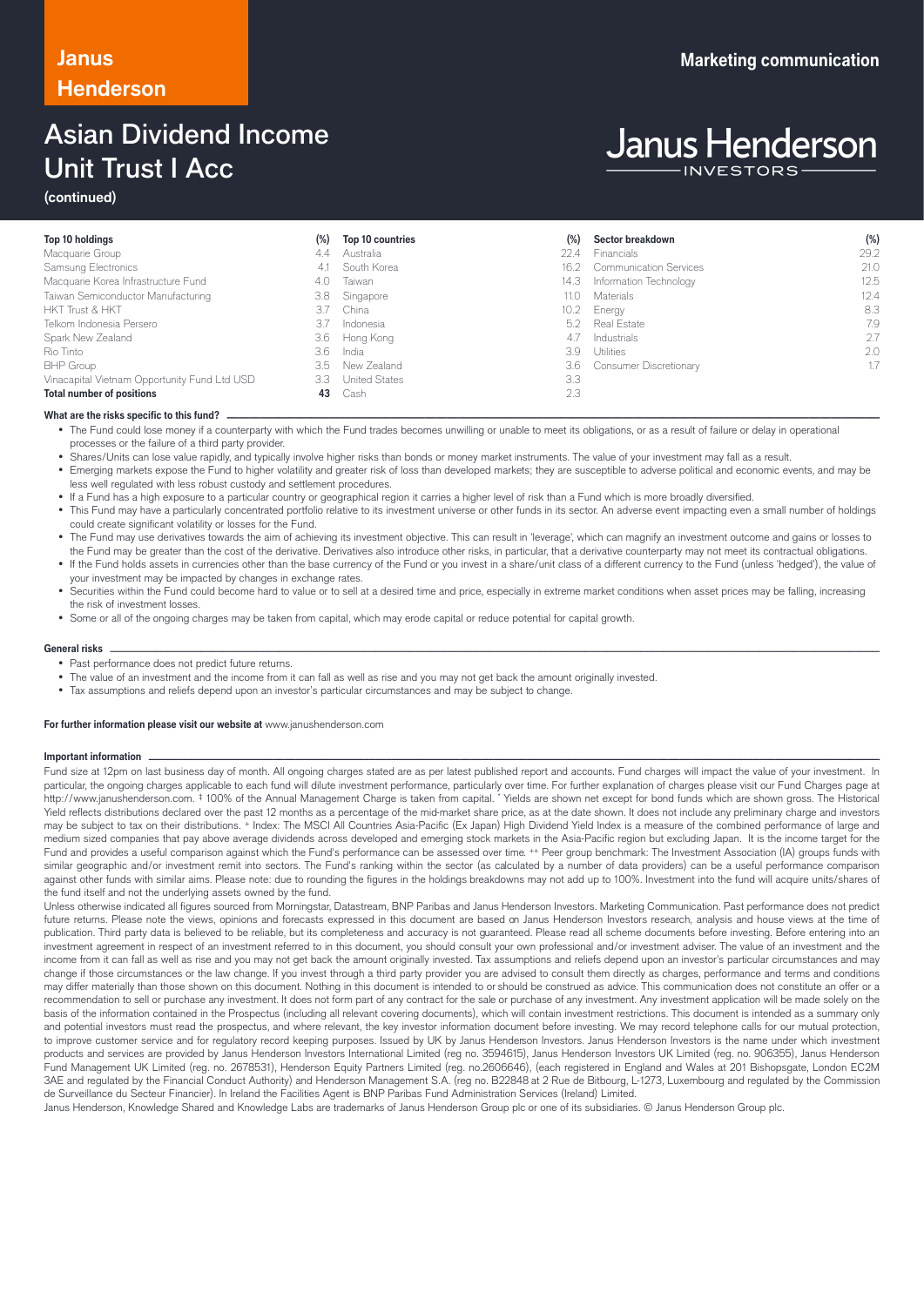Janus Henderson

Marketing communication

# Asian Dividend Income Unit Trust I Acc

**(continued)**

Janus Henderson INVESTORS

| Top 10 holdings | (%) |
|---|---|
| Macquarie Group | 4.4 |
| Samsung Electronics | 4.1 |
| Macquarie Korea Infrastructure Fund | 4.0 |
| Taiwan Semiconductor Manufacturing | 3.8 |
| HKT Trust & HKT | 3.7 |
| Telkom Indonesia Persero | 3.7 |
| Spark New Zealand | 3.6 |
| Rio Tinto | 3.6 |
| BHP Group | 3.5 |
| Vinacapital Vietnam Opportunity Fund Ltd USD | 3.3 |
| **Total number of positions** | **43** |

| Top 10 countries | (%) |
|---|---|
| Australia | 22.4 |
| South Korea | 16.2 |
| Taiwan | 14.3 |
| Singapore | 11.0 |
| China | 10.2 |
| Indonesia | 5.2 |
| Hong Kong | 4.7 |
| India | 3.9 |
| New Zealand | 3.6 |
| United States | 3.3 |
| Cash | 2.3 |

| Sector breakdown | (%) |
|---|---|
| Financials | 29.2 |
| Communication Services | 21.0 |
| Information Technology | 12.5 |
| Materials | 12.4 |
| Energy | 8.3 |
| Real Estate | 7.9 |
| Industrials | 2.7 |
| Utilities | 2.0 |
| Consumer Discretionary | 1.7 |

**What are the risks specific to this fund?**

- The Fund could lose money if a counterparty with which the Fund trades becomes unwilling or unable to meet its obligations, or as a result of failure or delay in operational processes or the failure of a third party provider.
- Shares/Units can lose value rapidly, and typically involve higher risks than bonds or money market instruments. The value of your investment may fall as a result.
- Emerging markets expose the Fund to higher volatility and greater risk of loss than developed markets; they are susceptible to adverse political and economic events, and may be less well regulated with less robust custody and settlement procedures.
- If a Fund has a high exposure to a particular country or geographical region it carries a higher level of risk than a Fund which is more broadly diversified.
- This Fund may have a particularly concentrated portfolio relative to its investment universe or other funds in its sector. An adverse event impacting even a small number of holdings could create significant volatility or losses for the Fund.
- The Fund may use derivatives towards the aim of achieving its investment objective. This can result in 'leverage', which can magnify an investment outcome and gains or losses to the Fund may be greater than the cost of the derivative. Derivatives also introduce other risks, in particular, that a derivative counterparty may not meet its contractual obligations.
- If the Fund holds assets in currencies other than the base currency of the Fund or you invest in a share/unit class of a different currency to the Fund (unless 'hedged'), the value of your investment may be impacted by changes in exchange rates.
- Securities within the Fund could become hard to value or to sell at a desired time and price, especially in extreme market conditions when asset prices may be falling, increasing the risk of investment losses.
- Some or all of the ongoing charges may be taken from capital, which may erode capital or reduce potential for capital growth.

**General risks**

- Past performance does not predict future returns.
- The value of an investment and the income from it can fall as well as rise and you may not get back the amount originally invested.
- Tax assumptions and reliefs depend upon an investor's particular circumstances and may be subject to change.

**For further information please visit our website at** www.janushenderson.com

**Important information**

Fund size at 12pm on last business day of month. All ongoing charges stated are as per latest published report and accounts. Fund charges will impact the value of your investment. In particular, the ongoing charges applicable to each fund will dilute investment performance, particularly over time. For further explanation of charges please visit our Fund Charges page at http://www.janushenderson.com. ‡ 100% of the Annual Management Charge is taken from capital. ˆ Yields are shown net except for bond funds which are shown gross. The Historical Yield reflects distributions declared over the past 12 months as a percentage of the mid-market share price, as at the date shown. It does not include any preliminary charge and investors may be subject to tax on their distributions. + Index: The MSCI All Countries Asia-Pacific (Ex Japan) High Dividend Yield Index is a measure of the combined performance of large and medium sized companies that pay above average dividends across developed and emerging stock markets in the Asia-Pacific region but excluding Japan. It is the income target for the Fund and provides a useful comparison against which the Fund's performance can be assessed over time. ++ Peer group benchmark: The Investment Association (IA) groups funds with similar geographic and/or investment remit into sectors. The Fund's ranking within the sector (as calculated by a number of data providers) can be a useful performance comparison against other funds with similar aims. Please note: due to rounding the figures in the holdings breakdowns may not add up to 100%. Investment into the fund will acquire units/shares of the fund itself and not the underlying assets owned by the fund.

Unless otherwise indicated all figures sourced from Morningstar, Datastream, BNP Paribas and Janus Henderson Investors. Marketing Communication. Past performance does not predict future returns. Please note the views, opinions and forecasts expressed in this document are based on Janus Henderson Investors research, analysis and house views at the time of publication. Third party data is believed to be reliable, but its completeness and accuracy is not guaranteed. Please read all scheme documents before investing. Before entering into an investment agreement in respect of an investment referred to in this document, you should consult your own professional and/or investment adviser. The value of an investment and the income from it can fall as well as rise and you may not get back the amount originally invested. Tax assumptions and reliefs depend upon an investor's particular circumstances and may change if those circumstances or the law change. If you invest through a third party provider you are advised to consult them directly as charges, performance and terms and conditions may differ materially from those shown on this document. Nothing in this document is intended to or should be construed as advice. This communication does not constitute an offer or a recommendation to sell or purchase any investment. It does not form part of any contract for the sale or purchase of any investment. Any investment application will be made solely on the basis of the information contained in the Prospectus (including all relevant covering documents), which will contain investment restrictions. This document is intended as a summary only and potential investors must read the prospectus, and where relevant, the key investor information document before investing. We may record telephone calls for our mutual protection, to improve customer service and for regulatory record keeping purposes. Issued by UK by Janus Henderson Investors. Janus Henderson Investors is the name under which investment products and services are provided by Janus Henderson Investors International Limited (reg no. 3594615), Janus Henderson Investors UK Limited (reg. no. 906355), Janus Henderson Fund Management UK Limited (reg. no. 2678531), Henderson Equity Partners Limited (reg. no.2606646), (each registered in England and Wales at 201 Bishopsgate, London EC2M 3AE and regulated by the Financial Conduct Authority) and Henderson Management S.A. (reg no. B22848 at 2 Rue de Bitbourg, L-1273, Luxembourg and regulated by the Commission de Surveillance du Secteur Financier). In Ireland the Facilities Agent is BNP Paribas Fund Administration Services (Ireland) Limited.

Janus Henderson, Knowledge Shared and Knowledge Labs are trademarks of Janus Henderson Group plc or one of its subsidiaries. © Janus Henderson Group plc.